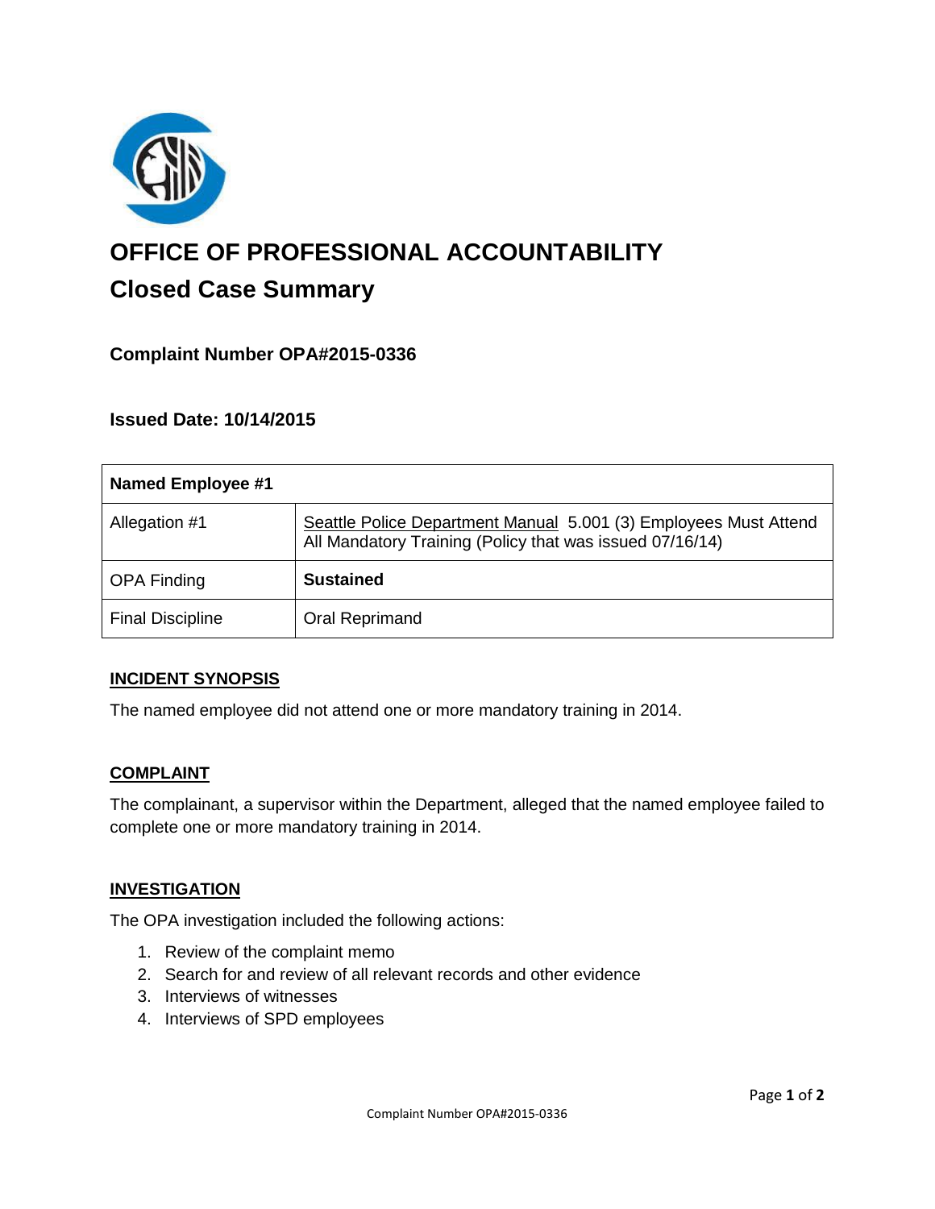# OFFICE OF PROFESSIONAL ACCOUNTABILITY

## Closed Case Summary

### Complaint Number OPA#2015-0336

### Issued Date: 10/14/2015

| **Named Employee #1** | |
|---|---|
| Allegation #1 | Seattle Police Department Manual 5.001 (3) Employees Must Attend All Mandatory Training (Policy that was issued 07/16/14) |
| OPA Finding | **Sustained** |
| Final Discipline | Oral Reprimand |

**INCIDENT SYNOPSIS**

The named employee did not attend one or more mandatory training in 2014.

**COMPLAINT**

The complainant, a supervisor within the Department, alleged that the named employee failed to complete one or more mandatory training in 2014.

**INVESTIGATION**

The OPA investigation included the following actions:

1. Review of the complaint memo
2. Search for and review of all relevant records and other evidence
3. Interviews of witnesses
4. Interviews of SPD employees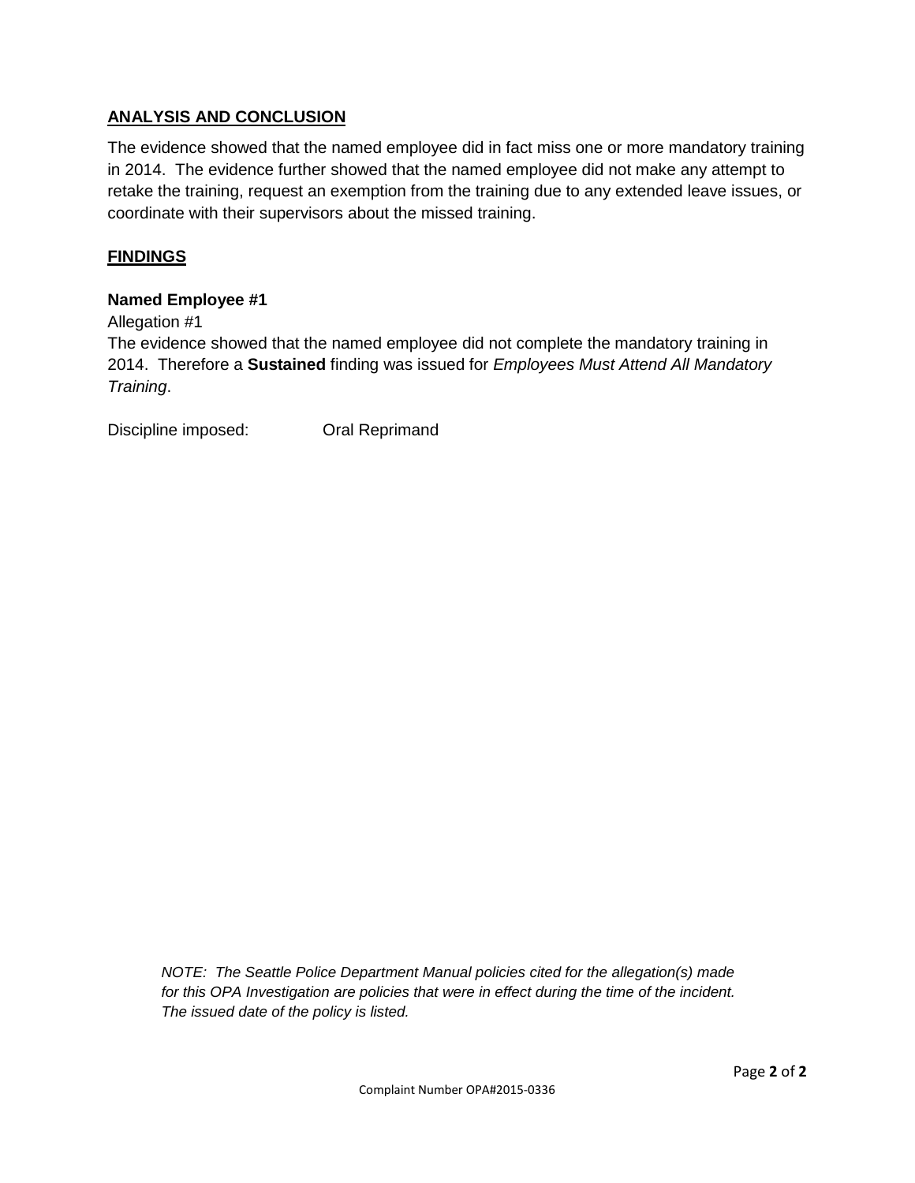## ANALYSIS AND CONCLUSION

The evidence showed that the named employee did in fact miss one or more mandatory training in 2014. The evidence further showed that the named employee did not make any attempt to retake the training, request an exemption from the training due to any extended leave issues, or coordinate with their supervisors about the missed training.

## FINDINGS

**Named Employee #1**

Allegation #1

The evidence showed that the named employee did not complete the mandatory training in 2014. Therefore a **Sustained** finding was issued for *Employees Must Attend All Mandatory Training*.

Discipline imposed: Oral Reprimand

*NOTE: The Seattle Police Department Manual policies cited for the allegation(s) made for this OPA Investigation are policies that were in effect during the time of the incident. The issued date of the policy is listed.*

Complaint Number OPA#2015-0336